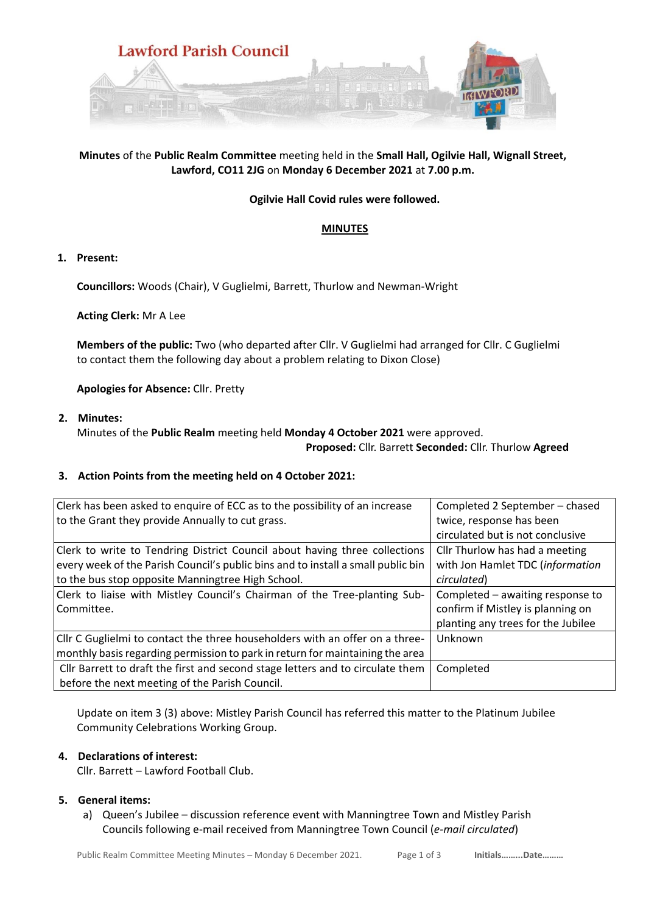# Lawford Parish Council

**Minutes** of the **Public Realm Committee** meeting held in the **Small Hall, Ogilvie Hall, Wignall Street, Lawford, CO11 2JG** on **Monday 6 December 2021** at **7.00 p.m.**

**Ogilvie Hall Covid rules were followed.**

## MINUTES

**1. Present:**

**Councillors:** Woods (Chair), V Guglielmi, Barrett, Thurlow and Newman-Wright

**Acting Clerk:** Mr A Lee

**Members of the public:** Two (who departed after Cllr. V Guglielmi had arranged for Cllr. C Guglielmi to contact them the following day about a problem relating to Dixon Close)

**Apologies for Absence:** Cllr. Pretty

**2. Minutes:**

Minutes of the **Public Realm** meeting held **Monday 4 October 2021** were approved.

**Proposed:** Cllr. Barrett **Seconded:** Cllr. Thurlow **Agreed**

**3. Action Points from the meeting held on 4 October 2021:**

| Action | Status |
|---|---|
| Clerk has been asked to enquire of ECC as to the possibility of an increase to the Grant they provide Annually to cut grass. | Completed 2 September – chased twice, response has been circulated but is not conclusive |
| Clerk to write to Tendring District Council about having three collections every week of the Parish Council's public bins and to install a small public bin to the bus stop opposite Manningtree High School. | Cllr Thurlow has had a meeting with Jon Hamlet TDC (*information circulated*) |
| Clerk to liaise with Mistley Council's Chairman of the Tree-planting Sub-Committee. | Completed – awaiting response to confirm if Mistley is planning on planting any trees for the Jubilee |
| Cllr C Guglielmi to contact the three householders with an offer on a three-monthly basis regarding permission to park in return for maintaining the area | Unknown |
| Cllr Barrett to draft the first and second stage letters and to circulate them before the next meeting of the Parish Council. | Completed |

Update on item 3 (3) above: Mistley Parish Council has referred this matter to the Platinum Jubilee Community Celebrations Working Group.

**4. Declarations of interest:**

Cllr. Barrett – Lawford Football Club.

**5. General items:**

a) Queen's Jubilee – discussion reference event with Manningtree Town and Mistley Parish Councils following e-mail received from Manningtree Town Council (*e-mail circulated*)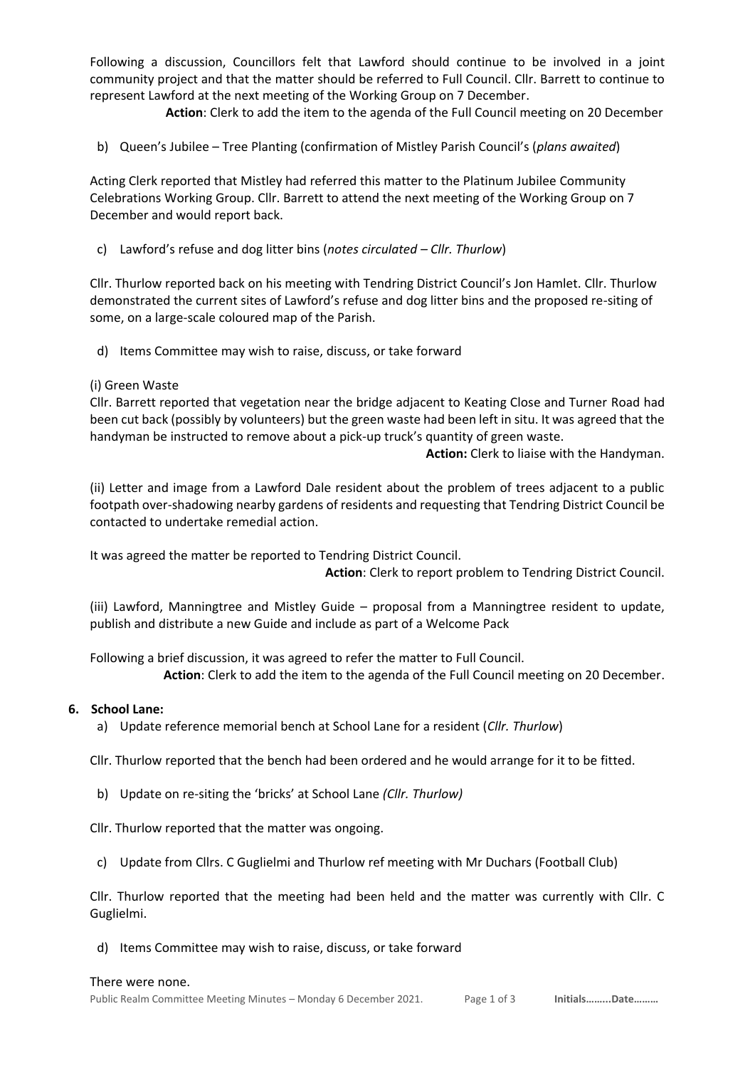Following a discussion, Councillors felt that Lawford should continue to be involved in a joint community project and that the matter should be referred to Full Council. Cllr. Barrett to continue to represent Lawford at the next meeting of the Working Group on 7 December.

**Action**: Clerk to add the item to the agenda of the Full Council meeting on 20 December

b) Queen's Jubilee – Tree Planting (confirmation of Mistley Parish Council's (*plans awaited*)

Acting Clerk reported that Mistley had referred this matter to the Platinum Jubilee Community Celebrations Working Group. Cllr. Barrett to attend the next meeting of the Working Group on 7 December and would report back.

c) Lawford's refuse and dog litter bins (*notes circulated – Cllr. Thurlow*)

Cllr. Thurlow reported back on his meeting with Tendring District Council's Jon Hamlet. Cllr. Thurlow demonstrated the current sites of Lawford's refuse and dog litter bins and the proposed re-siting of some, on a large-scale coloured map of the Parish.

d) Items Committee may wish to raise, discuss, or take forward

(i) Green Waste

Cllr. Barrett reported that vegetation near the bridge adjacent to Keating Close and Turner Road had been cut back (possibly by volunteers) but the green waste had been left in situ. It was agreed that the handyman be instructed to remove about a pick-up truck's quantity of green waste.

**Action:** Clerk to liaise with the Handyman.

(ii) Letter and image from a Lawford Dale resident about the problem of trees adjacent to a public footpath over-shadowing nearby gardens of residents and requesting that Tendring District Council be contacted to undertake remedial action.

It was agreed the matter be reported to Tendring District Council.

**Action**: Clerk to report problem to Tendring District Council.

(iii) Lawford, Manningtree and Mistley Guide – proposal from a Manningtree resident to update, publish and distribute a new Guide and include as part of a Welcome Pack

Following a brief discussion, it was agreed to refer the matter to Full Council.

**Action**: Clerk to add the item to the agenda of the Full Council meeting on 20 December.

**6. School Lane:**

a) Update reference memorial bench at School Lane for a resident (*Cllr. Thurlow*)

Cllr. Thurlow reported that the bench had been ordered and he would arrange for it to be fitted.

b) Update on re-siting the 'bricks' at School Lane *(Cllr. Thurlow)*

Cllr. Thurlow reported that the matter was ongoing.

c) Update from Cllrs. C Guglielmi and Thurlow ref meeting with Mr Duchars (Football Club)

Cllr. Thurlow reported that the meeting had been held and the matter was currently with Cllr. C Guglielmi.

d) Items Committee may wish to raise, discuss, or take forward

There were none.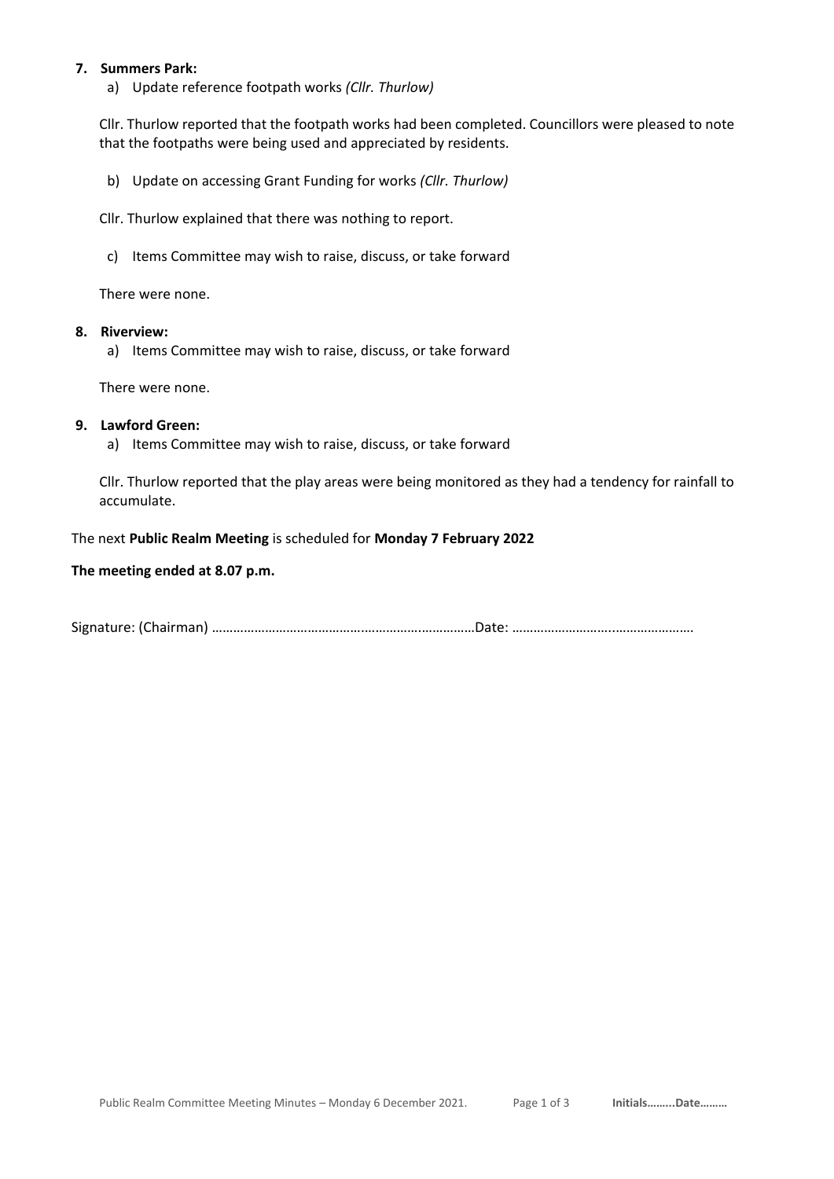7. **Summers Park:**
   a) Update reference footpath works *(Cllr. Thurlow)*

   Cllr. Thurlow reported that the footpath works had been completed. Councillors were pleased to note that the footpaths were being used and appreciated by residents.

   b) Update on accessing Grant Funding for works *(Cllr. Thurlow)*

   Cllr. Thurlow explained that there was nothing to report.

   c) Items Committee may wish to raise, discuss, or take forward

   There were none.

8. **Riverview:**
   a) Items Committee may wish to raise, discuss, or take forward

   There were none.

9. **Lawford Green:**
   a) Items Committee may wish to raise, discuss, or take forward

   Cllr. Thurlow reported that the play areas were being monitored as they had a tendency for rainfall to accumulate.

The next **Public Realm Meeting** is scheduled for **Monday 7 February 2022**

**The meeting ended at 8.07 p.m.**

Signature: (Chairman) ……………………………………………………………Date: ……………………………………………